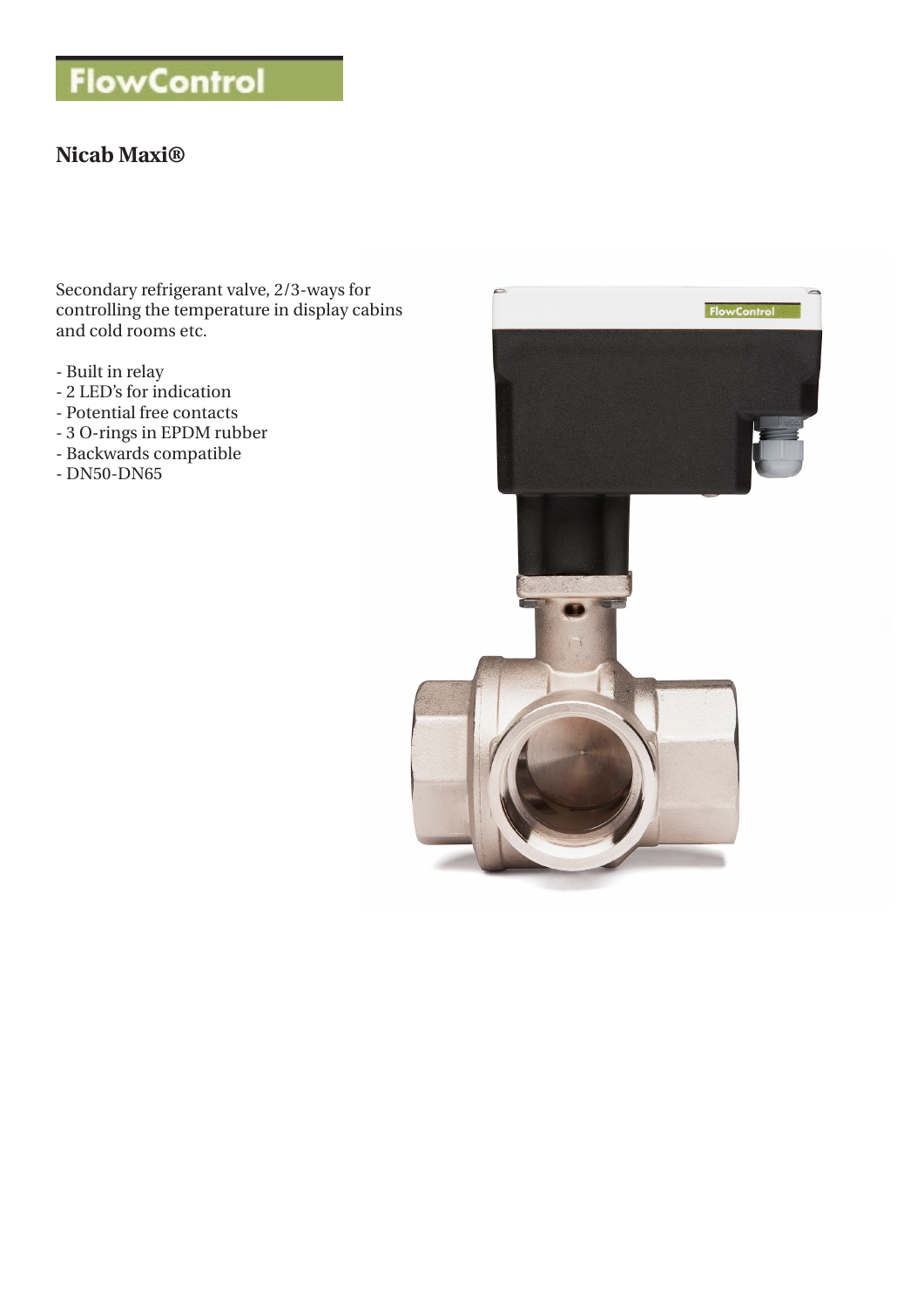# FlowControl

## Nicab Maxi®

Secondary refrigerant valve, 2/3-ways for controlling the temperature in display cabins and cold rooms etc.

- Built in relay
- 2 LED's for indication
- Potential free contacts
- 3 O-rings in EPDM rubber
- Backwards compatible
- DN50-DN65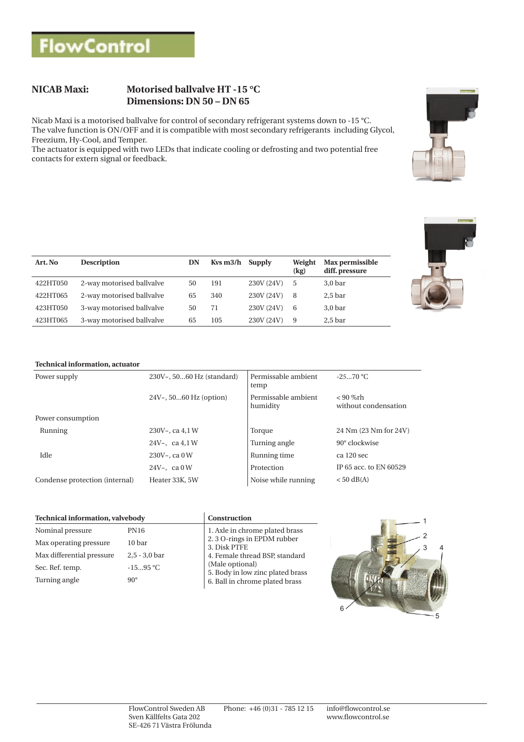# FlowControl

## NICAB Maxi: Motorised ballvalve HT -15 °C
## Dimensions: DN 50 – DN 65

Nicab Maxi is a motorised ballvalve for control of secondary refrigerant systems down to -15 °C.
The valve function is ON/OFF and it is compatible with most secondary refrigerants including Glycol, Freezium, Hy-Cool, and Temper.
The actuator is equipped with two LEDs that indicate cooling or defrosting and two potential free contacts for extern signal or feedback.

| Art. No | Description | DN | Kvs m3/h | Supply | Weight (kg) | Max permissible diff. pressure |
|---|---|---|---|---|---|---|
| 422HT050 | 2-way motorised ballvalve | 50 | 191 | 230V (24V) | 5 | 3,0 bar |
| 422HT065 | 2-way motorised ballvalve | 65 | 340 | 230V (24V) | 8 | 2,5 bar |
| 423HT050 | 3-way motorised ballvalve | 50 | 71 | 230V (24V) | 6 | 3,0 bar |
| 423HT065 | 3-way motorised ballvalve | 65 | 105 | 230V (24V) | 9 | 2,5 bar |

**Technical information, actuator**

| | | | |
|---|---|---|---|
| Power supply | 230V~, 50…60 Hz (standard) | Permissable ambient temp | -25…70 °C |
| | 24V~, 50…60 Hz (option) | Permissable ambient humidity | < 90 %rh without condensation |
| Power consumption | | | |
| Running | 230V~, ca 4,1 W | Torque | 24 Nm (23 Nm for 24V) |
| | 24V~, ca 4,1 W | Turning angle | 90° clockwise |
| Idle | 230V~, ca 0 W | Running time | ca 120 sec |
| | 24V~, ca 0 W | Protection | IP 65 acc. to EN 60529 |
| Condense protection (internal) | Heater 33K, 5W | Noise while running | < 50 dB(A) |

| Technical information, valvebody | |
|---|---|
| Nominal pressure | PN16 |
| Max operating pressure | 10 bar |
| Max differential pressure | 2,5 - 3,0 bar |
| Sec. Ref. temp. | -15…95 °C |
| Turning angle | 90° |

**Construction**

1. Axle in chrome plated brass
2. 3 O-rings in EPDM rubber
3. Disk PTFE
4. Female thread BSP, standard (Male optional)
5. Body in low zinc plated brass
6. Ball in chrome plated brass

FlowControl Sweden AB
Sven Källfelts Gata 202
SE-426 71 Västra Frölunda

Phone: +46 (0)31 - 785 12 15

info@flowcontrol.se
www.flowcontrol.se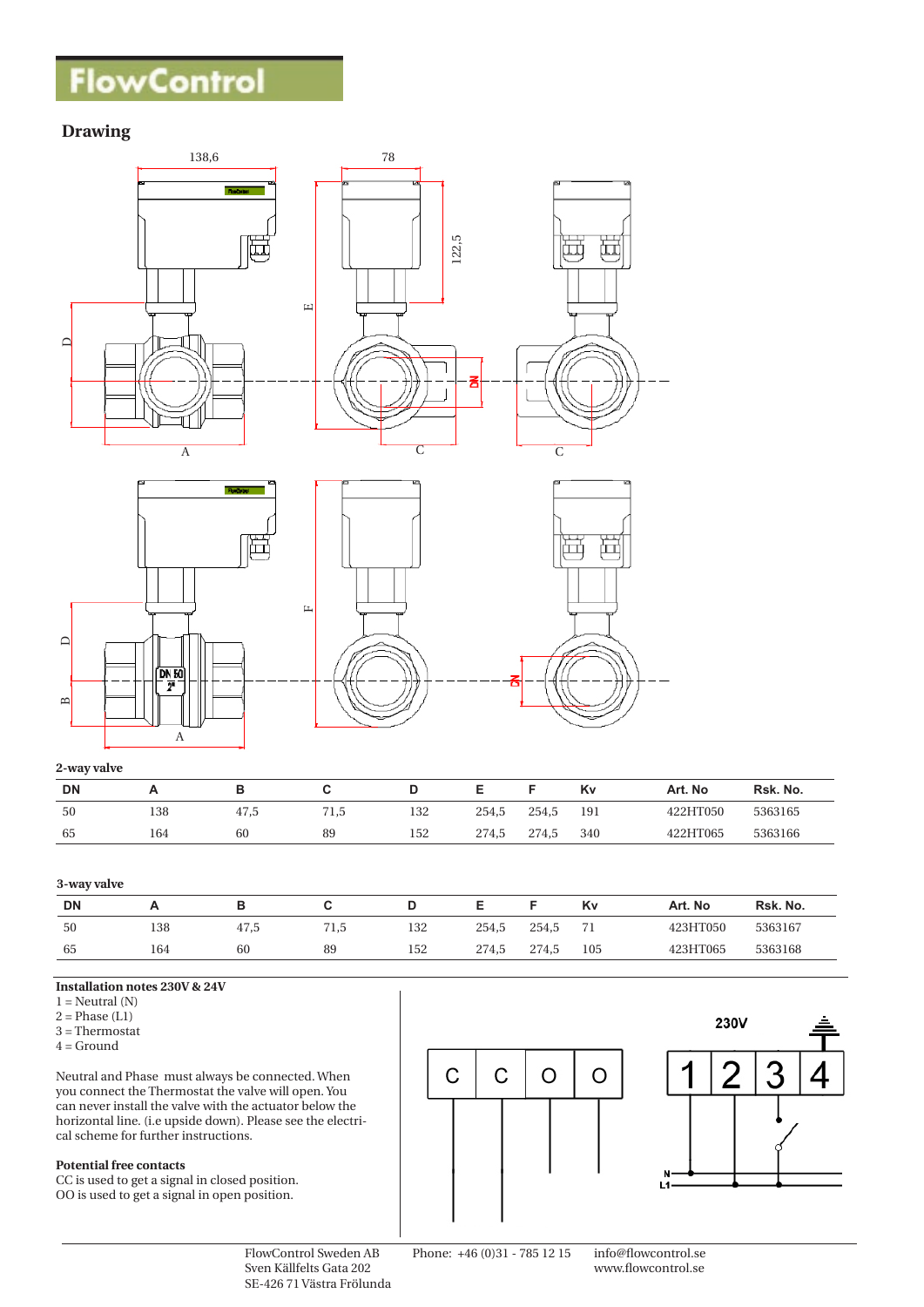# FlowControl

## Drawing

138,6

78

122,5

D

E

DN

A

C

C

D

F

B

A

DN

**2-way valve**

| DN | A | B | C | D | E | F | Kv | Art. No | Rsk. No. |
|---|---|---|---|---|---|---|---|---|---|
| 50 | 138 | 47,5 | 71,5 | 132 | 254,5 | 254,5 | 191 | 422HT050 | 5363165 |
| 65 | 164 | 60 | 89 | 152 | 274,5 | 274,5 | 340 | 422HT065 | 5363166 |

**3-way valve**

| DN | A | B | C | D | E | F | Kv | Art. No | Rsk. No. |
|---|---|---|---|---|---|---|---|---|---|
| 50 | 138 | 47,5 | 71,5 | 132 | 254,5 | 254,5 | 71 | 423HT050 | 5363167 |
| 65 | 164 | 60 | 89 | 152 | 274,5 | 274,5 | 105 | 423HT065 | 5363168 |

**Installation notes 230V & 24V**

1 = Neutral (N)
2 = Phase (L1)
3 = Thermostat
4 = Ground

Neutral and Phase must always be connected. When you connect the Thermostat the valve will open. You can never install the valve with the actuator below the horizontal line. (i.e upside down). Please see the electrical scheme for further instructions.

**Potential free contacts**

CC is used to get a signal in closed position.
OO is used to get a signal in open position.

C C O O

230V

1 2 3 4

N
L1

FlowControl Sweden AB
Sven Källfelts Gata 202
SE-426 71 Västra Frölunda

Phone: +46 (0)31 - 785 12 15

info@flowcontrol.se
www.flowcontrol.se